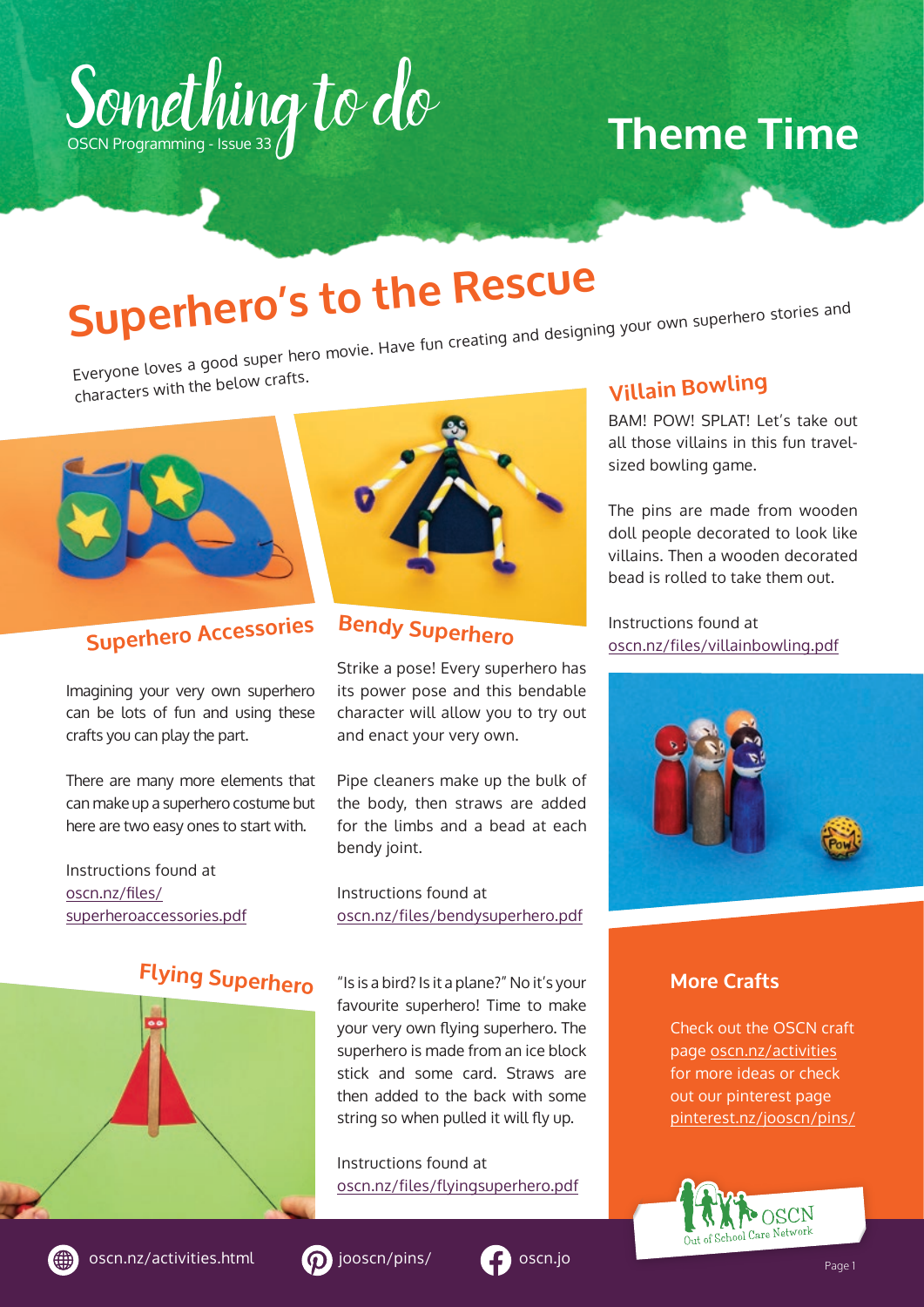# Something to do

OSCN Programming - Issue 33

# Theme Time

## Superhero's to the Rescue

Everyone loves a good super hero movie. Have fun creating and designing your own superhero stories and characters with the below crafts.

### Superhero Accessories

Imagining your very own superhero can be lots of fun and using these crafts you can play the part.

There are many more elements that can make up a superhero costume but here are two easy ones to start with.

Instructions found at oscn.nz/files/superheroaccessories.pdf

### Bendy Superhero

Strike a pose! Every superhero has its power pose and this bendable character will allow you to try out and enact your very own.

Pipe cleaners make up the bulk of the body, then straws are added for the limbs and a bead at each bendy joint.

Instructions found at oscn.nz/files/bendysuperhero.pdf

### Villain Bowling

BAM! POW! SPLAT! Let's take out all those villains in this fun travel-sized bowling game.

The pins are made from wooden doll people decorated to look like villains. Then a wooden decorated bead is rolled to take them out.

Instructions found at oscn.nz/files/villainbowling.pdf

### Flying Superhero

"Is is a bird? Is it a plane?" No it's your favourite superhero! Time to make your very own flying superhero. The superhero is made from an ice block stick and some card. Straws are then added to the back with some string so when pulled it will fly up.

Instructions found at oscn.nz/files/flyingsuperhero.pdf

### More Crafts

Check out the OSCN craft page oscn.nz/activities for more ideas or check out our pinterest page pinterest.nz/jooscn/pins/

OSCN Out of School Care Network

oscn.nz/activities.html jooscn/pins/ oscn.jo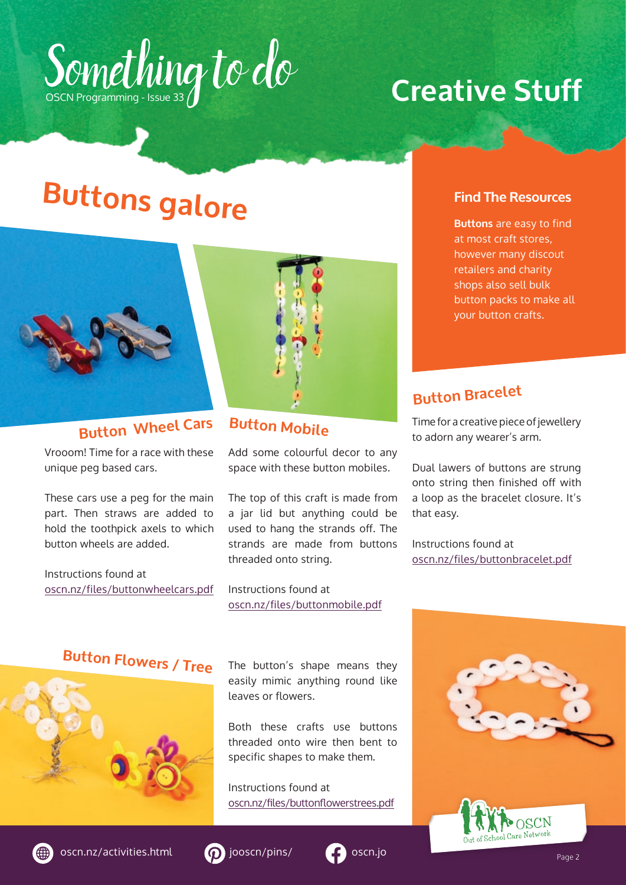# Something to do

OSCN Programming - Issue 33

# Creative Stuff

## Buttons galore

### Button Wheel Cars

Vrooom! Time for a race with these unique peg based cars.

These cars use a peg for the main part. Then straws are added to hold the toothpick axels to which button wheels are added.

Instructions found at oscn.nz/files/buttonwheelcars.pdf

### Button Mobile

Add some colourful decor to any space with these button mobiles.

The top of this craft is made from a jar lid but anything could be used to hang the strands off. The strands are made from buttons threaded onto string.

Instructions found at oscn.nz/files/buttonmobile.pdf

### Find The Resources

**Buttons** are easy to find at most craft stores, however many discout retailers and charity shops also sell bulk button packs to make all your button crafts.

### Button Bracelet

Time for a creative piece of jewellery to adorn any wearer's arm.

Dual lawers of buttons are strung onto string then finished off with a loop as the bracelet closure. It's that easy.

Instructions found at oscn.nz/files/buttonbracelet.pdf

### Button Flowers / Tree

The button's shape means they easily mimic anything round like leaves or flowers.

Both these crafts use buttons threaded onto wire then bent to specific shapes to make them.

Instructions found at oscn.nz/files/buttonflowerstrees.pdf

OSCN Out of School Care Network

oscn.nz/activities.html jooscn/pins/ oscn.jo